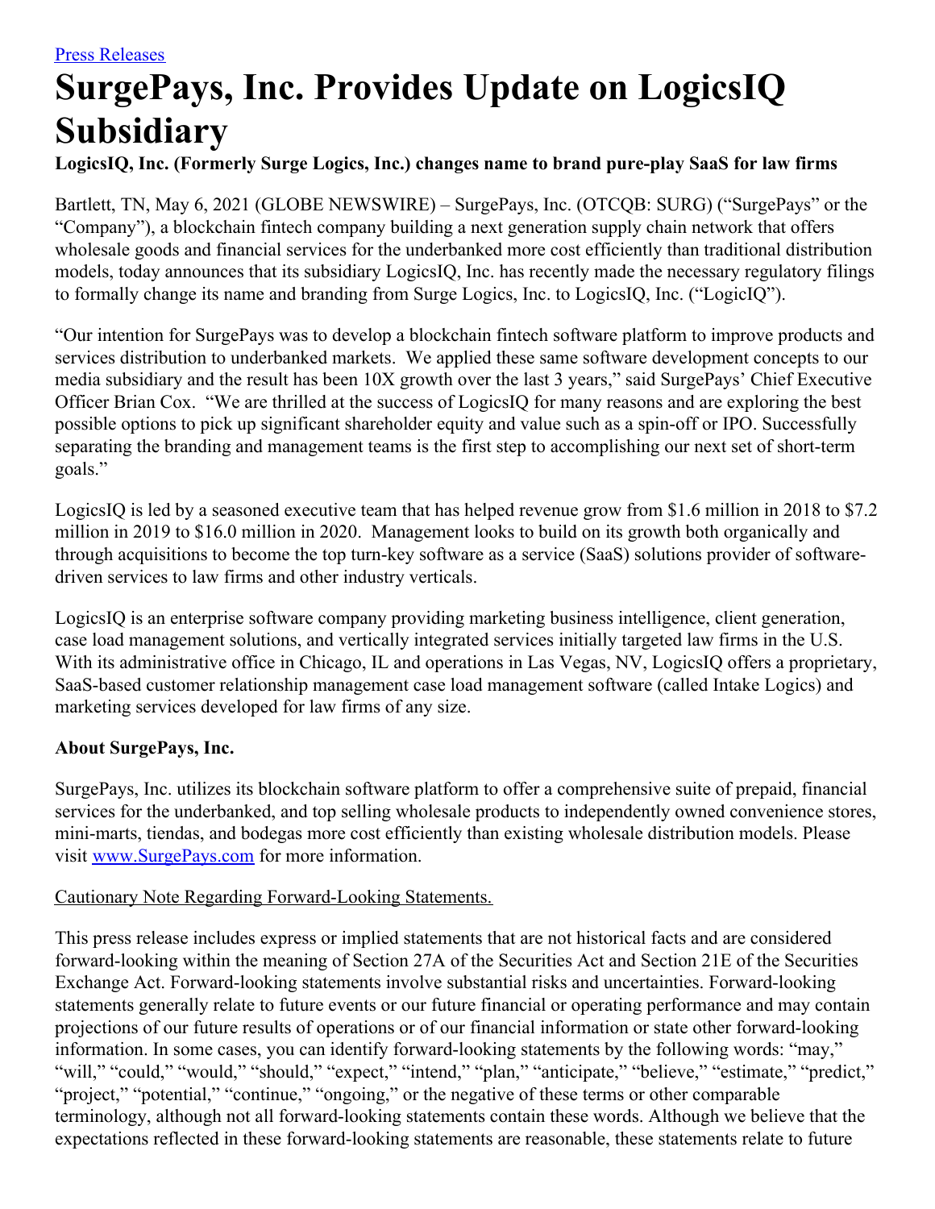[Press Releases](#)

# SurgePays, Inc. Provides Update on LogicsIQ Subsidiary

**LogicsIQ, Inc. (Formerly Surge Logics, Inc.) changes name to brand pure-play SaaS for law firms**

Bartlett, TN, May 6, 2021 (GLOBE NEWSWIRE) – SurgePays, Inc. (OTCQB: SURG) ("SurgePays" or the "Company"), a blockchain fintech company building a next generation supply chain network that offers wholesale goods and financial services for the underbanked more cost efficiently than traditional distribution models, today announces that its subsidiary LogicsIQ, Inc. has recently made the necessary regulatory filings to formally change its name and branding from Surge Logics, Inc. to LogicsIQ, Inc. ("LogicIQ").

"Our intention for SurgePays was to develop a blockchain fintech software platform to improve products and services distribution to underbanked markets. We applied these same software development concepts to our media subsidiary and the result has been 10X growth over the last 3 years," said SurgePays' Chief Executive Officer Brian Cox. "We are thrilled at the success of LogicsIQ for many reasons and are exploring the best possible options to pick up significant shareholder equity and value such as a spin-off or IPO. Successfully separating the branding and management teams is the first step to accomplishing our next set of short-term goals."

LogicsIQ is led by a seasoned executive team that has helped revenue grow from $1.6 million in 2018 to $7.2 million in 2019 to $16.0 million in 2020. Management looks to build on its growth both organically and through acquisitions to become the top turn-key software as a service (SaaS) solutions provider of software-driven services to law firms and other industry verticals.

LogicsIQ is an enterprise software company providing marketing business intelligence, client generation, case load management solutions, and vertically integrated services initially targeted law firms in the U.S. With its administrative office in Chicago, IL and operations in Las Vegas, NV, LogicsIQ offers a proprietary, SaaS-based customer relationship management case load management software (called Intake Logics) and marketing services developed for law firms of any size.

**About SurgePays, Inc.**

SurgePays, Inc. utilizes its blockchain software platform to offer a comprehensive suite of prepaid, financial services for the underbanked, and top selling wholesale products to independently owned convenience stores, mini-marts, tiendas, and bodegas more cost efficiently than existing wholesale distribution models. Please visit [www.SurgePays.com](http://www.SurgePays.com) for more information.

Cautionary Note Regarding Forward-Looking Statements.

This press release includes express or implied statements that are not historical facts and are considered forward-looking within the meaning of Section 27A of the Securities Act and Section 21E of the Securities Exchange Act. Forward-looking statements involve substantial risks and uncertainties. Forward-looking statements generally relate to future events or our future financial or operating performance and may contain projections of our future results of operations or of our financial information or state other forward-looking information. In some cases, you can identify forward-looking statements by the following words: "may," "will," "could," "would," "should," "expect," "intend," "plan," "anticipate," "believe," "estimate," "predict," "project," "potential," "continue," "ongoing," or the negative of these terms or other comparable terminology, although not all forward-looking statements contain these words. Although we believe that the expectations reflected in these forward-looking statements are reasonable, these statements relate to future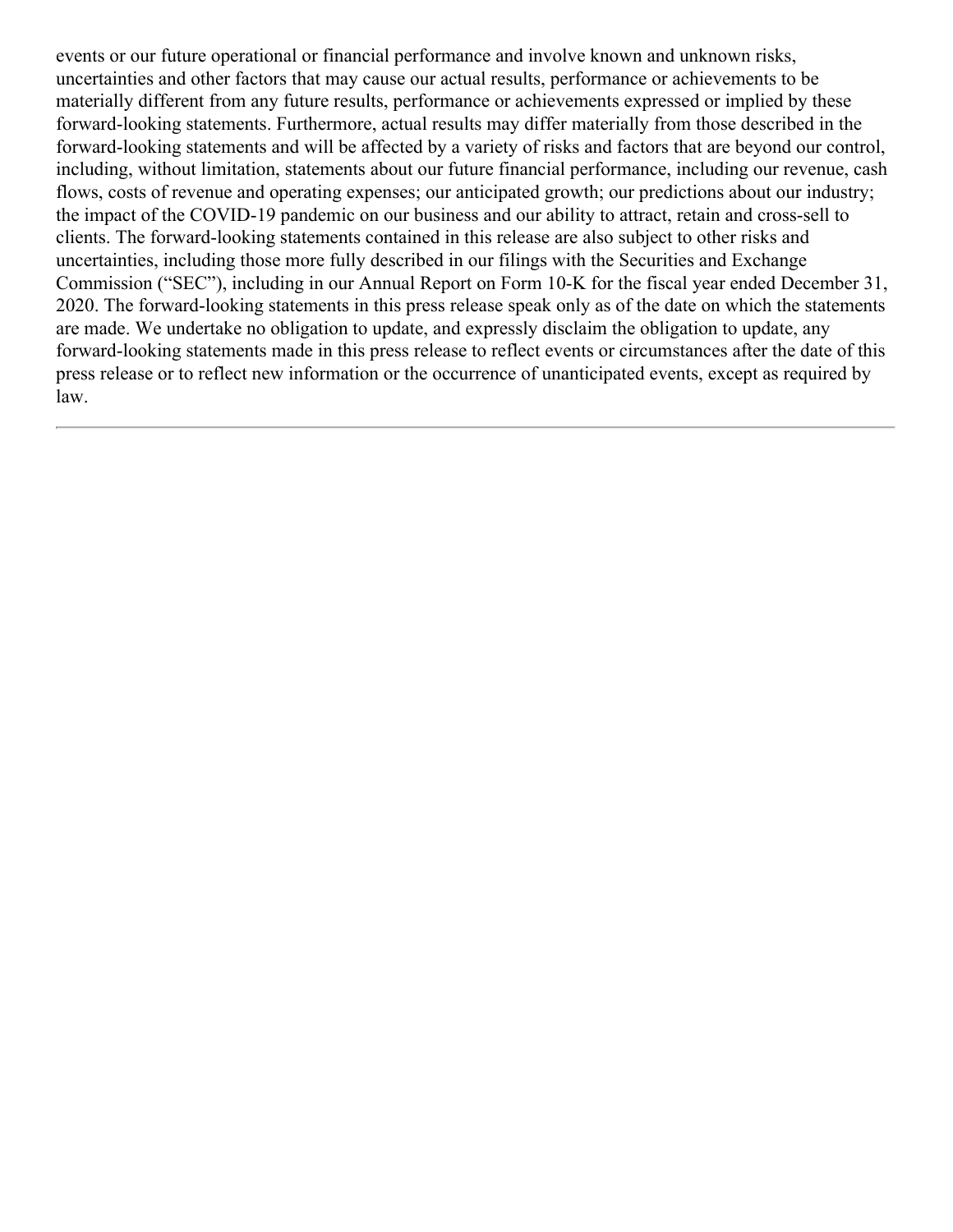events or our future operational or financial performance and involve known and unknown risks, uncertainties and other factors that may cause our actual results, performance or achievements to be materially different from any future results, performance or achievements expressed or implied by these forward-looking statements. Furthermore, actual results may differ materially from those described in the forward-looking statements and will be affected by a variety of risks and factors that are beyond our control, including, without limitation, statements about our future financial performance, including our revenue, cash flows, costs of revenue and operating expenses; our anticipated growth; our predictions about our industry; the impact of the COVID-19 pandemic on our business and our ability to attract, retain and cross-sell to clients. The forward-looking statements contained in this release are also subject to other risks and uncertainties, including those more fully described in our filings with the Securities and Exchange Commission ("SEC"), including in our Annual Report on Form 10-K for the fiscal year ended December 31, 2020. The forward-looking statements in this press release speak only as of the date on which the statements are made. We undertake no obligation to update, and expressly disclaim the obligation to update, any forward-looking statements made in this press release to reflect events or circumstances after the date of this press release or to reflect new information or the occurrence of unanticipated events, except as required by law.

---